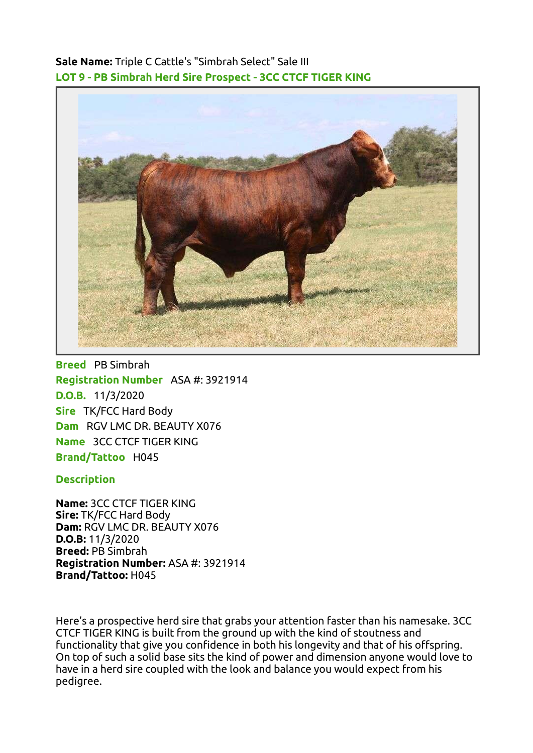**Sale Name:** Triple C Cattle's "Simbrah Select" Sale III

## LOT 9 - PB Simbrah Herd Sire Prospect - 3CC CTCF TIGER KING

**Breed** PB Simbrah
**Registration Number** ASA #: 3921914
**D.O.B.** 11/3/2020
**Sire** TK/FCC Hard Body
**Dam** RGV LMC DR. BEAUTY X076
**Name** 3CC CTCF TIGER KING
**Brand/Tattoo** H045

### Description

**Name:** 3CC CTCF TIGER KING
**Sire:** TK/FCC Hard Body
**Dam:** RGV LMC DR. BEAUTY X076
**D.O.B:** 11/3/2020
**Breed:** PB Simbrah
**Registration Number:** ASA #: 3921914
**Brand/Tattoo:** H045

Here's a prospective herd sire that grabs your attention faster than his namesake. 3CC CTCF TIGER KING is built from the ground up with the kind of stoutness and functionality that give you confidence in both his longevity and that of his offspring. On top of such a solid base sits the kind of power and dimension anyone would love to have in a herd sire coupled with the look and balance you would expect from his pedigree.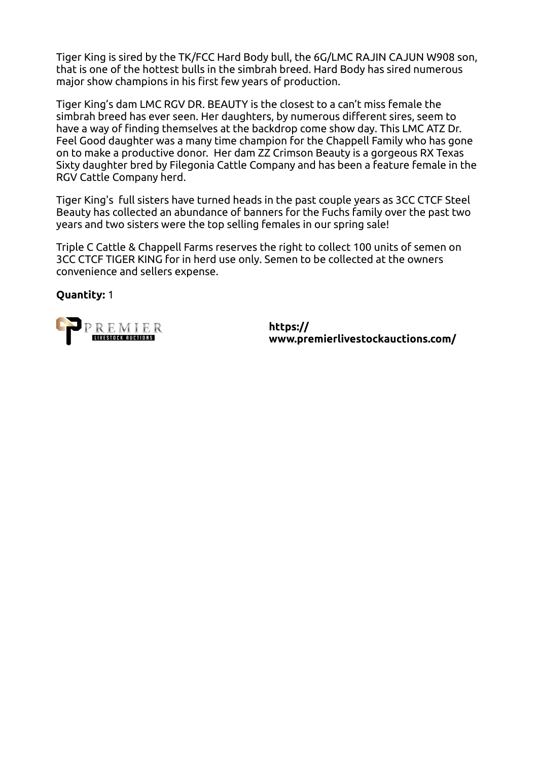Tiger King is sired by the TK/FCC Hard Body bull, the 6G/LMC RAJIN CAJUN W908 son, that is one of the hottest bulls in the simbrah breed. Hard Body has sired numerous major show champions in his first few years of production.

Tiger King's dam LMC RGV DR. BEAUTY is the closest to a can't miss female the simbrah breed has ever seen. Her daughters, by numerous different sires, seem to have a way of finding themselves at the backdrop come show day. This LMC ATZ Dr. Feel Good daughter was a many time champion for the Chappell Family who has gone on to make a productive donor. Her dam ZZ Crimson Beauty is a gorgeous RX Texas Sixty daughter bred by Filegonia Cattle Company and has been a feature female in the RGV Cattle Company herd.

Tiger King's full sisters have turned heads in the past couple years as 3CC CTCF Steel Beauty has collected an abundance of banners for the Fuchs family over the past two years and two sisters were the top selling females in our spring sale!

Triple C Cattle & Chappell Farms reserves the right to collect 100 units of semen on 3CC CTCF TIGER KING for in herd use only. Semen to be collected at the owners convenience and sellers expense.

**Quantity:** 1

PREMIER LIVESTOCK AUCTIONS

**https://www.premierlivestockauctions.com/**